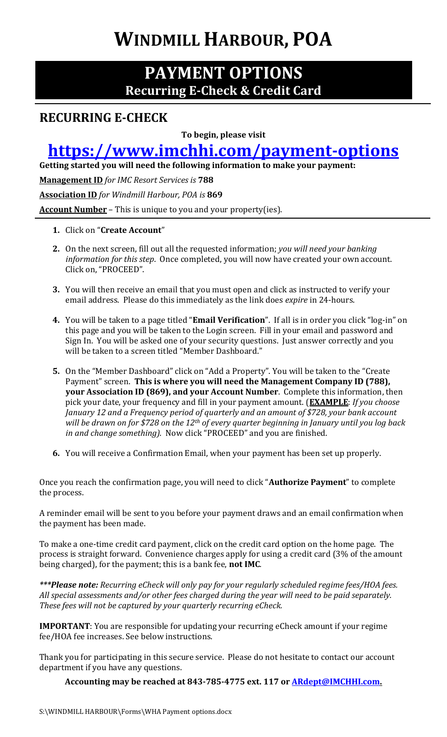# WINDMILL HARBOUR, POA

## PAYMENT OPTIONS
### Recurring E-Check & Credit Card

## RECURRING E-CHECK

**To begin, please visit**

# [https://www.imchhi.com/payment-options](https://www.imchhi.com/payment-options)

**Getting started you will need the following information to make your payment:**

**Management ID** *for IMC Resort Services is* **788**

**Association ID** *for Windmill Harbour, POA is* **869**

**Account Number** – This is unique to you and your property(ies).

1. Click on "**Create Account**"
2. On the next screen, fill out all the requested information; *you will need your banking information for this step*. Once completed, you will now have created your own account. Click on, "PROCEED".
3. You will then receive an email that you must open and click as instructed to verify your email address. Please do this immediately as the link does *expire* in 24-hours.
4. You will be taken to a page titled "**Email Verification**". If all is in order you click "log-in" on this page and you will be taken to the Login screen. Fill in your email and password and Sign In. You will be asked one of your security questions. Just answer correctly and you will be taken to a screen titled "Member Dashboard."
5. On the "Member Dashboard" click on "Add a Property". You will be taken to the "Create Payment" screen. **This is where you will need the Management Company ID (788), your Association ID (869), and your Account Number**. Complete this information, then pick your date, your frequency and fill in your payment amount. (**EXAMPLE**: *If you choose January 12 and a Frequency period of quarterly and an amount of $728, your bank account will be drawn on for $728 on the 12th of every quarter beginning in January until you log back in and change something).* Now click "PROCEED" and you are finished.
6. You will receive a Confirmation Email, when your payment has been set up properly.

Once you reach the confirmation page, you will need to click "**Authorize Payment**" to complete the process.

A reminder email will be sent to you before your payment draws and an email confirmation when the payment has been made.

To make a one-time credit card payment, click on the credit card option on the home page. The process is straight forward. Convenience charges apply for using a credit card (3% of the amount being charged), for the payment; this is a bank fee, **not IMC**.

***\*\*\*Please note:** Recurring eCheck will only pay for your regularly scheduled regime fees/HOA fees. All special assessments and/or other fees charged during the year will need to be paid separately. These fees will not be captured by your quarterly recurring eCheck.*

**IMPORTANT**: You are responsible for updating your recurring eCheck amount if your regime fee/HOA fee increases. See below instructions.

Thank you for participating in this secure service. Please do not hesitate to contact our account department if you have any questions.

**Accounting may be reached at 843-785-4775 ext. 117 or [ARdept@IMCHHI.com](mailto:ARdept@IMCHHI.com).**

S:\WINDMILL HARBOUR\Forms\WHA Payment options.docx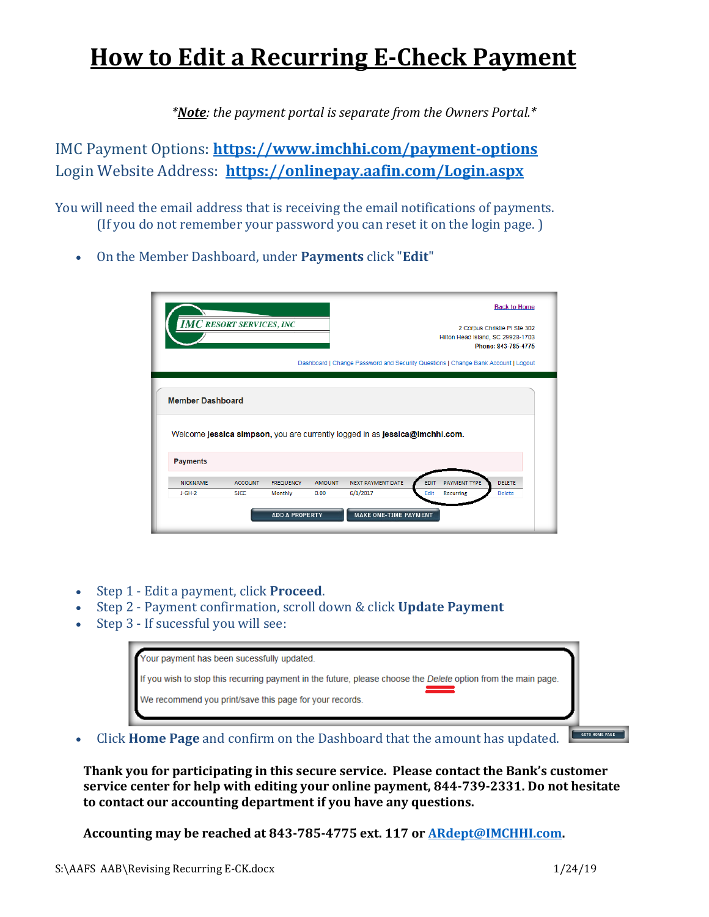# How to Edit a Recurring E-Check Payment

*\*Note: the payment portal is separate from the Owners Portal.\**

IMC Payment Options: **https://www.imchhi.com/payment-options**
Login Website Address: **https://onlinepay.aafin.com/Login.aspx**

You will need the email address that is receiving the email notifications of payments.
(If you do not remember your password you can reset it on the login page. )

- On the Member Dashboard, under **Payments** click "**Edit**"

Back to Home

2 Corpus Christie Pl Ste 302
Hilton Head Island, SC 29928-1703
Phone: 843-785-4775

Dashboard | Change Password and Security Questions | Change Bank Account | Logout

Member Dashboard

Welcome **jessica simpson**, you are currently logged in as **jessica@imchhi.com**.

Payments

| NICKNAME | ACCOUNT | FREQUENCY | AMOUNT | NEXT PAYMENT DATE | EDIT | PAYMENT TYPE | DELETE |
|---|---|---|---|---|---|---|---|
| J-GH-2 | 5JCC | Monthly | 0.00 | 6/1/2017 | Edit | Recurring | Delete |

ADD A PROPERTY    MAKE ONE-TIME PAYMENT

- Step 1 - Edit a payment, click **Proceed**.
- Step 2 - Payment confirmation, scroll down & click **Update Payment**
- Step 3 - If sucessful you will see:

Your payment has been sucessfully updated.

If you wish to stop this recurring payment in the future, please choose the *Delete* option from the main page.

We recommend you print/save this page for your records.

- Click **Home Page** and confirm on the Dashboard that the amount has updated.

GOTO HOME PAGE

**Thank you for participating in this secure service. Please contact the Bank's customer service center for help with editing your online payment, 844-739-2331. Do not hesitate to contact our accounting department if you have any questions.**

**Accounting may be reached at 843-785-4775 ext. 117 or ARdept@IMCHHI.com.**

S:\AAFS AAB\Revising Recurring E-CK.docx    1/24/19